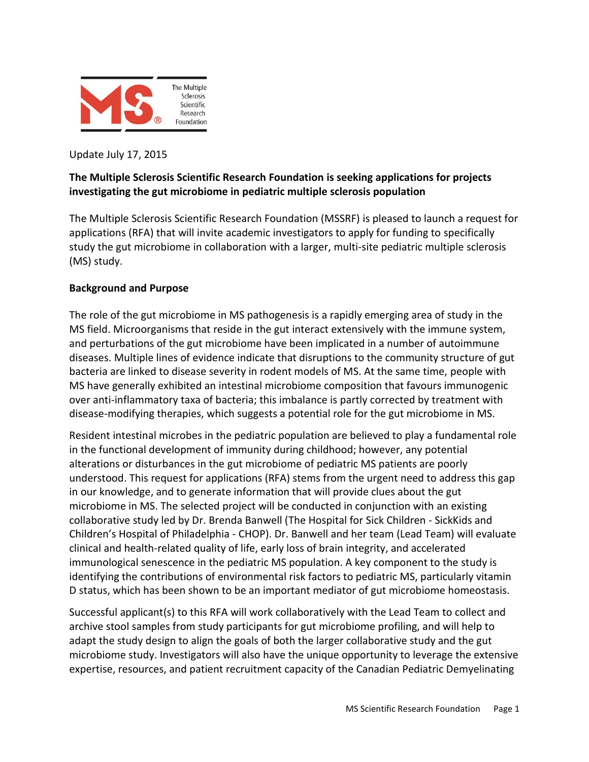Update July 17, 2015

**The Multiple Sclerosis Scientific Research Foundation is seeking applications for projects investigating the gut microbiome in pediatric multiple sclerosis population**

The Multiple Sclerosis Scientific Research Foundation (MSSRF) is pleased to launch a request for applications (RFA) that will invite academic investigators to apply for funding to specifically study the gut microbiome in collaboration with a larger, multi-site pediatric multiple sclerosis (MS) study.

**Background and Purpose**

The role of the gut microbiome in MS pathogenesis is a rapidly emerging area of study in the MS field. Microorganisms that reside in the gut interact extensively with the immune system, and perturbations of the gut microbiome have been implicated in a number of autoimmune diseases. Multiple lines of evidence indicate that disruptions to the community structure of gut bacteria are linked to disease severity in rodent models of MS. At the same time, people with MS have generally exhibited an intestinal microbiome composition that favours immunogenic over anti-inflammatory taxa of bacteria; this imbalance is partly corrected by treatment with disease-modifying therapies, which suggests a potential role for the gut microbiome in MS.

Resident intestinal microbes in the pediatric population are believed to play a fundamental role in the functional development of immunity during childhood; however, any potential alterations or disturbances in the gut microbiome of pediatric MS patients are poorly understood. This request for applications (RFA) stems from the urgent need to address this gap in our knowledge, and to generate information that will provide clues about the gut microbiome in MS. The selected project will be conducted in conjunction with an existing collaborative study led by Dr. Brenda Banwell (The Hospital for Sick Children - SickKids and Children's Hospital of Philadelphia - CHOP). Dr. Banwell and her team (Lead Team) will evaluate clinical and health-related quality of life, early loss of brain integrity, and accelerated immunological senescence in the pediatric MS population. A key component to the study is identifying the contributions of environmental risk factors to pediatric MS, particularly vitamin D status, which has been shown to be an important mediator of gut microbiome homeostasis.

Successful applicant(s) to this RFA will work collaboratively with the Lead Team to collect and archive stool samples from study participants for gut microbiome profiling, and will help to adapt the study design to align the goals of both the larger collaborative study and the gut microbiome study. Investigators will also have the unique opportunity to leverage the extensive expertise, resources, and patient recruitment capacity of the Canadian Pediatric Demyelinating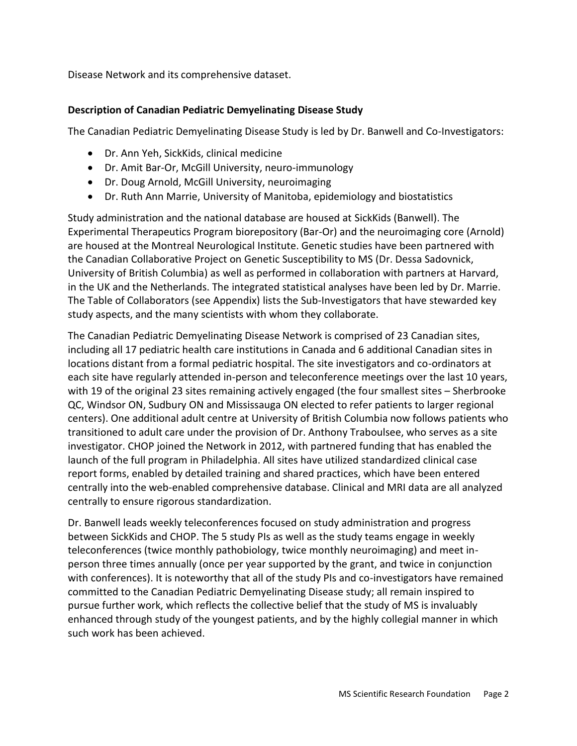Disease Network and its comprehensive dataset.

**Description of Canadian Pediatric Demyelinating Disease Study**

The Canadian Pediatric Demyelinating Disease Study is led by Dr. Banwell and Co-Investigators:

- Dr. Ann Yeh, SickKids, clinical medicine
- Dr. Amit Bar-Or, McGill University, neuro-immunology
- Dr. Doug Arnold, McGill University, neuroimaging
- Dr. Ruth Ann Marrie, University of Manitoba, epidemiology and biostatistics

Study administration and the national database are housed at SickKids (Banwell). The Experimental Therapeutics Program biorepository (Bar-Or) and the neuroimaging core (Arnold) are housed at the Montreal Neurological Institute. Genetic studies have been partnered with the Canadian Collaborative Project on Genetic Susceptibility to MS (Dr. Dessa Sadovnick, University of British Columbia) as well as performed in collaboration with partners at Harvard, in the UK and the Netherlands. The integrated statistical analyses have been led by Dr. Marrie. The Table of Collaborators (see Appendix) lists the Sub-Investigators that have stewarded key study aspects, and the many scientists with whom they collaborate.

The Canadian Pediatric Demyelinating Disease Network is comprised of 23 Canadian sites, including all 17 pediatric health care institutions in Canada and 6 additional Canadian sites in locations distant from a formal pediatric hospital. The site investigators and co-ordinators at each site have regularly attended in-person and teleconference meetings over the last 10 years, with 19 of the original 23 sites remaining actively engaged (the four smallest sites – Sherbrooke QC, Windsor ON, Sudbury ON and Mississauga ON elected to refer patients to larger regional centers). One additional adult centre at University of British Columbia now follows patients who transitioned to adult care under the provision of Dr. Anthony Traboulsee, who serves as a site investigator. CHOP joined the Network in 2012, with partnered funding that has enabled the launch of the full program in Philadelphia. All sites have utilized standardized clinical case report forms, enabled by detailed training and shared practices, which have been entered centrally into the web-enabled comprehensive database. Clinical and MRI data are all analyzed centrally to ensure rigorous standardization.

Dr. Banwell leads weekly teleconferences focused on study administration and progress between SickKids and CHOP. The 5 study PIs as well as the study teams engage in weekly teleconferences (twice monthly pathobiology, twice monthly neuroimaging) and meet in-person three times annually (once per year supported by the grant, and twice in conjunction with conferences). It is noteworthy that all of the study PIs and co-investigators have remained committed to the Canadian Pediatric Demyelinating Disease study; all remain inspired to pursue further work, which reflects the collective belief that the study of MS is invaluably enhanced through study of the youngest patients, and by the highly collegial manner in which such work has been achieved.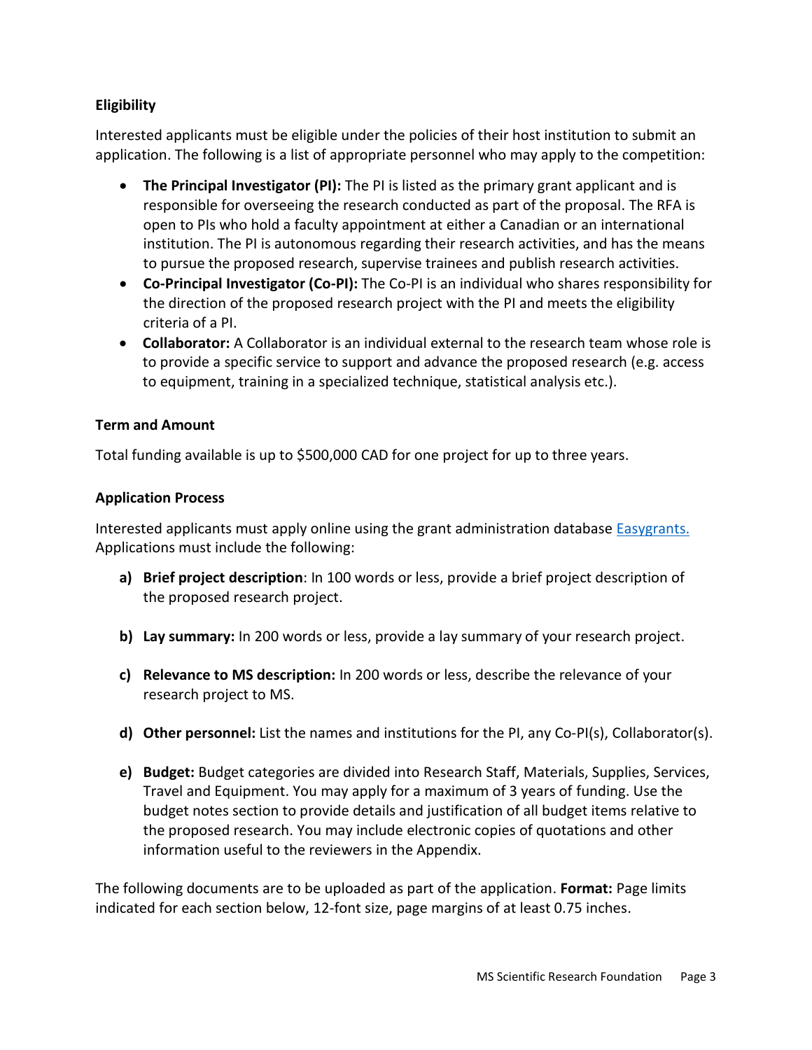**Eligibility**

Interested applicants must be eligible under the policies of their host institution to submit an application. The following is a list of appropriate personnel who may apply to the competition:

- **The Principal Investigator (PI):** The PI is listed as the primary grant applicant and is responsible for overseeing the research conducted as part of the proposal. The RFA is open to PIs who hold a faculty appointment at either a Canadian or an international institution. The PI is autonomous regarding their research activities, and has the means to pursue the proposed research, supervise trainees and publish research activities.
- **Co-Principal Investigator (Co-PI):** The Co-PI is an individual who shares responsibility for the direction of the proposed research project with the PI and meets the eligibility criteria of a PI.
- **Collaborator:** A Collaborator is an individual external to the research team whose role is to provide a specific service to support and advance the proposed research (e.g. access to equipment, training in a specialized technique, statistical analysis etc.).

**Term and Amount**

Total funding available is up to $500,000 CAD for one project for up to three years.

**Application Process**

Interested applicants must apply online using the grant administration database [Easygrants.](Easygrants.) Applications must include the following:

a) **Brief project description**: In 100 words or less, provide a brief project description of the proposed research project.

b) **Lay summary:** In 200 words or less, provide a lay summary of your research project.

c) **Relevance to MS description:** In 200 words or less, describe the relevance of your research project to MS.

d) **Other personnel:** List the names and institutions for the PI, any Co-PI(s), Collaborator(s).

e) **Budget:** Budget categories are divided into Research Staff, Materials, Supplies, Services, Travel and Equipment. You may apply for a maximum of 3 years of funding. Use the budget notes section to provide details and justification of all budget items relative to the proposed research. You may include electronic copies of quotations and other information useful to the reviewers in the Appendix.

The following documents are to be uploaded as part of the application. **Format:** Page limits indicated for each section below, 12-font size, page margins of at least 0.75 inches.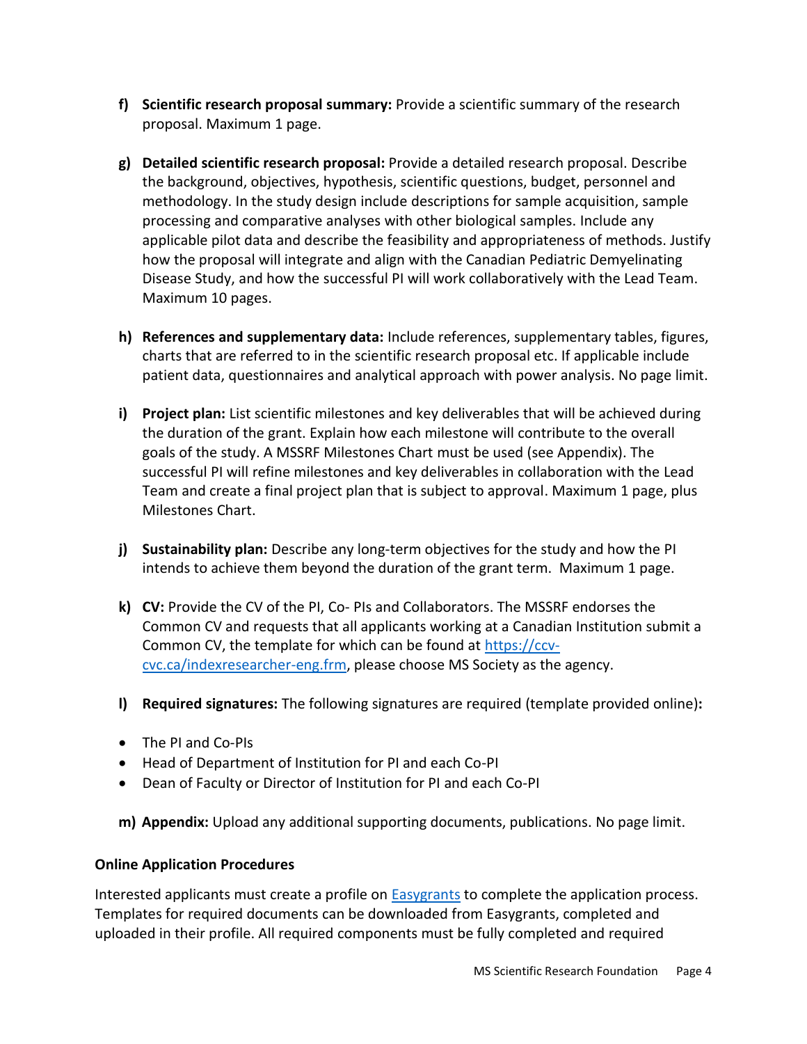**f) Scientific research proposal summary:** Provide a scientific summary of the research proposal. Maximum 1 page.

**g) Detailed scientific research proposal:** Provide a detailed research proposal. Describe the background, objectives, hypothesis, scientific questions, budget, personnel and methodology. In the study design include descriptions for sample acquisition, sample processing and comparative analyses with other biological samples. Include any applicable pilot data and describe the feasibility and appropriateness of methods. Justify how the proposal will integrate and align with the Canadian Pediatric Demyelinating Disease Study, and how the successful PI will work collaboratively with the Lead Team. Maximum 10 pages.

**h) References and supplementary data:** Include references, supplementary tables, figures, charts that are referred to in the scientific research proposal etc. If applicable include patient data, questionnaires and analytical approach with power analysis. No page limit.

**i) Project plan:** List scientific milestones and key deliverables that will be achieved during the duration of the grant. Explain how each milestone will contribute to the overall goals of the study. A MSSRF Milestones Chart must be used (see Appendix). The successful PI will refine milestones and key deliverables in collaboration with the Lead Team and create a final project plan that is subject to approval. Maximum 1 page, plus Milestones Chart.

**j) Sustainability plan:** Describe any long-term objectives for the study and how the PI intends to achieve them beyond the duration of the grant term. Maximum 1 page.

**k) CV:** Provide the CV of the PI, Co- PIs and Collaborators. The MSSRF endorses the Common CV and requests that all applicants working at a Canadian Institution submit a Common CV, the template for which can be found at [https://ccv-cvc.ca/indexresearcher-eng.frm](https://ccv-cvc.ca/indexresearcher-eng.frm), please choose MS Society as the agency.

**l) Required signatures:** The following signatures are required (template provided online)**:**

- The PI and Co-PIs
- Head of Department of Institution for PI and each Co-PI
- Dean of Faculty or Director of Institution for PI and each Co-PI

**m) Appendix:** Upload any additional supporting documents, publications. No page limit.

**Online Application Procedures**

Interested applicants must create a profile on Easygrants to complete the application process. Templates for required documents can be downloaded from Easygrants, completed and uploaded in their profile. All required components must be fully completed and required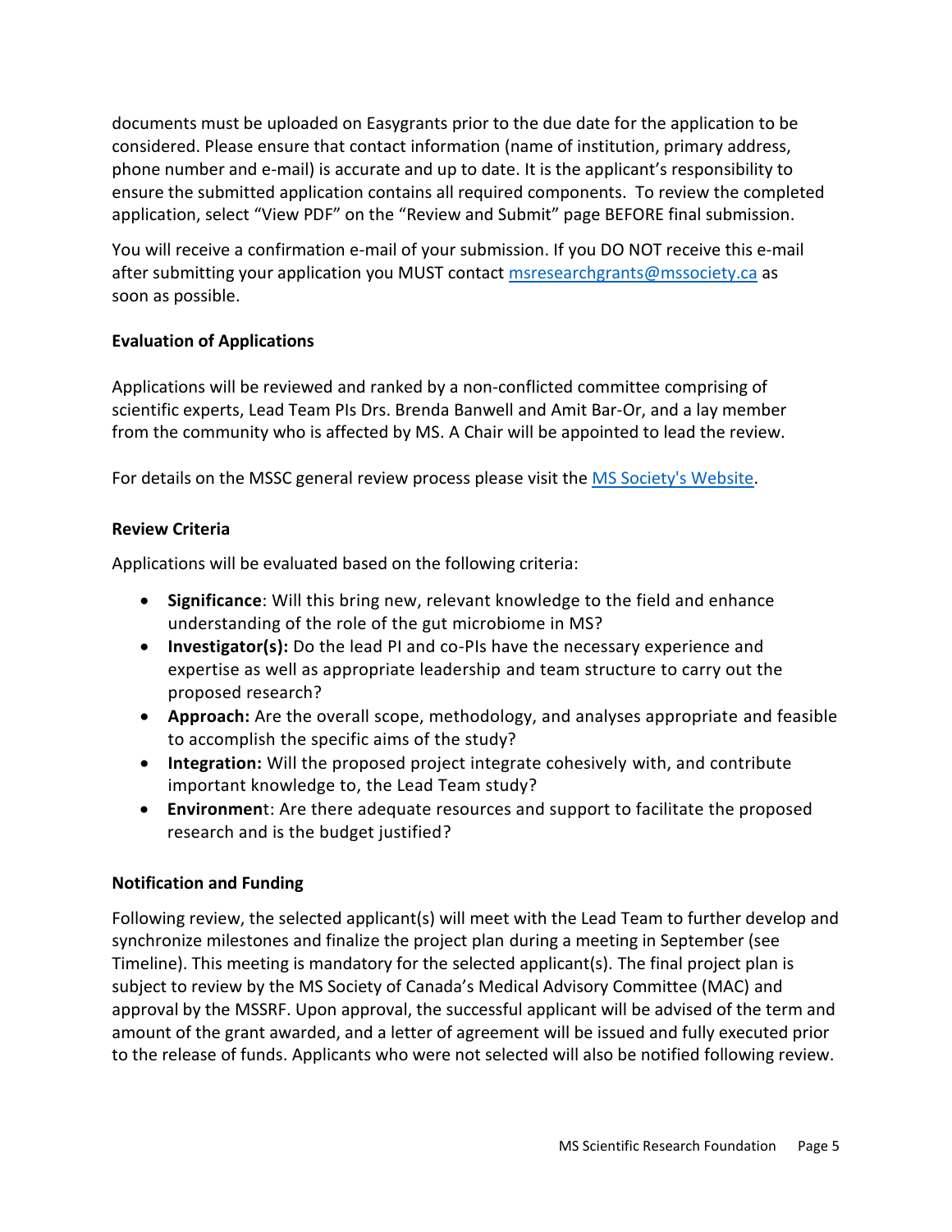documents must be uploaded on Easygrants prior to the due date for the application to be considered. Please ensure that contact information (name of institution, primary address, phone number and e-mail) is accurate and up to date. It is the applicant's responsibility to ensure the submitted application contains all required components. To review the completed application, select "View PDF" on the "Review and Submit" page BEFORE final submission.

You will receive a confirmation e-mail of your submission. If you DO NOT receive this e-mail after submitting your application you MUST contact msresearchgrants@mssociety.ca as soon as possible.

**Evaluation of Applications**

Applications will be reviewed and ranked by a non-conflicted committee comprising of scientific experts, Lead Team PIs Drs. Brenda Banwell and Amit Bar-Or, and a lay member from the community who is affected by MS. A Chair will be appointed to lead the review.

For details on the MSSC general review process please visit the MS Society's Website.

**Review Criteria**

Applications will be evaluated based on the following criteria:

- **Significance**: Will this bring new, relevant knowledge to the field and enhance understanding of the role of the gut microbiome in MS?
- **Investigator(s):** Do the lead PI and co-PIs have the necessary experience and expertise as well as appropriate leadership and team structure to carry out the proposed research?
- **Approach:** Are the overall scope, methodology, and analyses appropriate and feasible to accomplish the specific aims of the study?
- **Integration:** Will the proposed project integrate cohesively with, and contribute important knowledge to, the Lead Team study?
- **Environment**: Are there adequate resources and support to facilitate the proposed research and is the budget justified?

**Notification and Funding**

Following review, the selected applicant(s) will meet with the Lead Team to further develop and synchronize milestones and finalize the project plan during a meeting in September (see Timeline). This meeting is mandatory for the selected applicant(s). The final project plan is subject to review by the MS Society of Canada's Medical Advisory Committee (MAC) and approval by the MSSRF. Upon approval, the successful applicant will be advised of the term and amount of the grant awarded, and a letter of agreement will be issued and fully executed prior to the release of funds. Applicants who were not selected will also be notified following review.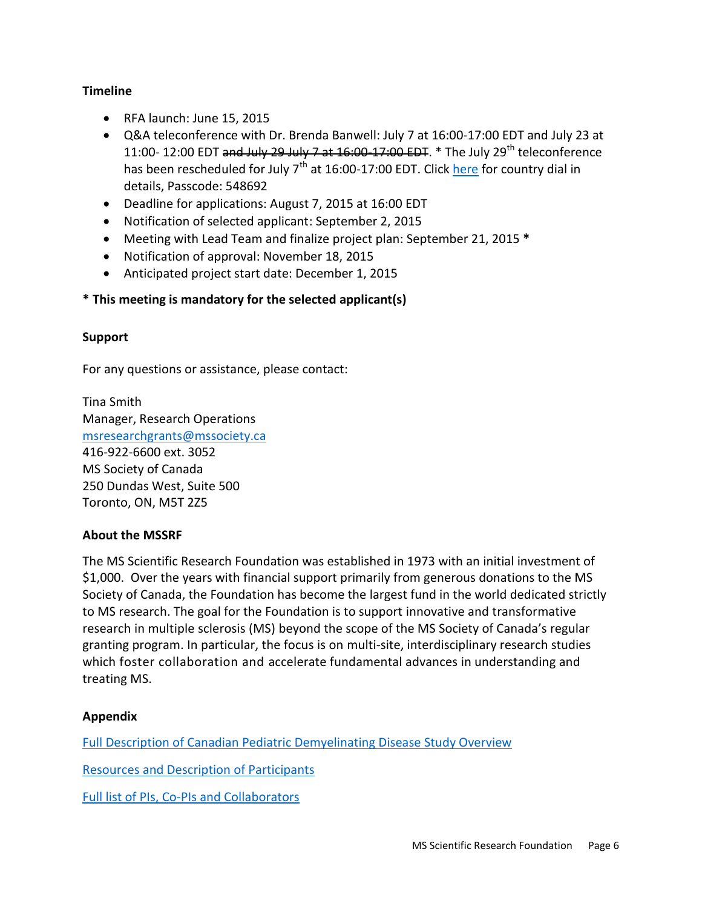**Timeline**

- RFA launch: June 15, 2015
- Q&A teleconference with Dr. Brenda Banwell: July 7 at 16:00-17:00 EDT and July 23 at 11:00- 12:00 EDT ~~and July 29 July 7 at 16:00-17:00 EDT~~. * The July 29th teleconference has been rescheduled for July 7th at 16:00-17:00 EDT. Click here for country dial in details, Passcode: 548692
- Deadline for applications: August 7, 2015 at 16:00 EDT
- Notification of selected applicant: September 2, 2015
- Meeting with Lead Team and finalize project plan: September 21, 2015 *
- Notification of approval: November 18, 2015
- Anticipated project start date: December 1, 2015

**\* This meeting is mandatory for the selected applicant(s)**

**Support**

For any questions or assistance, please contact:

Tina Smith
Manager, Research Operations
msresearchgrants@mssociety.ca
416-922-6600 ext. 3052
MS Society of Canada
250 Dundas West, Suite 500
Toronto, ON, M5T 2Z5

**About the MSSRF**

The MS Scientific Research Foundation was established in 1973 with an initial investment of $1,000. Over the years with financial support primarily from generous donations to the MS Society of Canada, the Foundation has become the largest fund in the world dedicated strictly to MS research. The goal for the Foundation is to support innovative and transformative research in multiple sclerosis (MS) beyond the scope of the MS Society of Canada's regular granting program. In particular, the focus is on multi-site, interdisciplinary research studies which foster collaboration and accelerate fundamental advances in understanding and treating MS.

**Appendix**

Full Description of Canadian Pediatric Demyelinating Disease Study Overview

Resources and Description of Participants

Full list of PIs, Co-PIs and Collaborators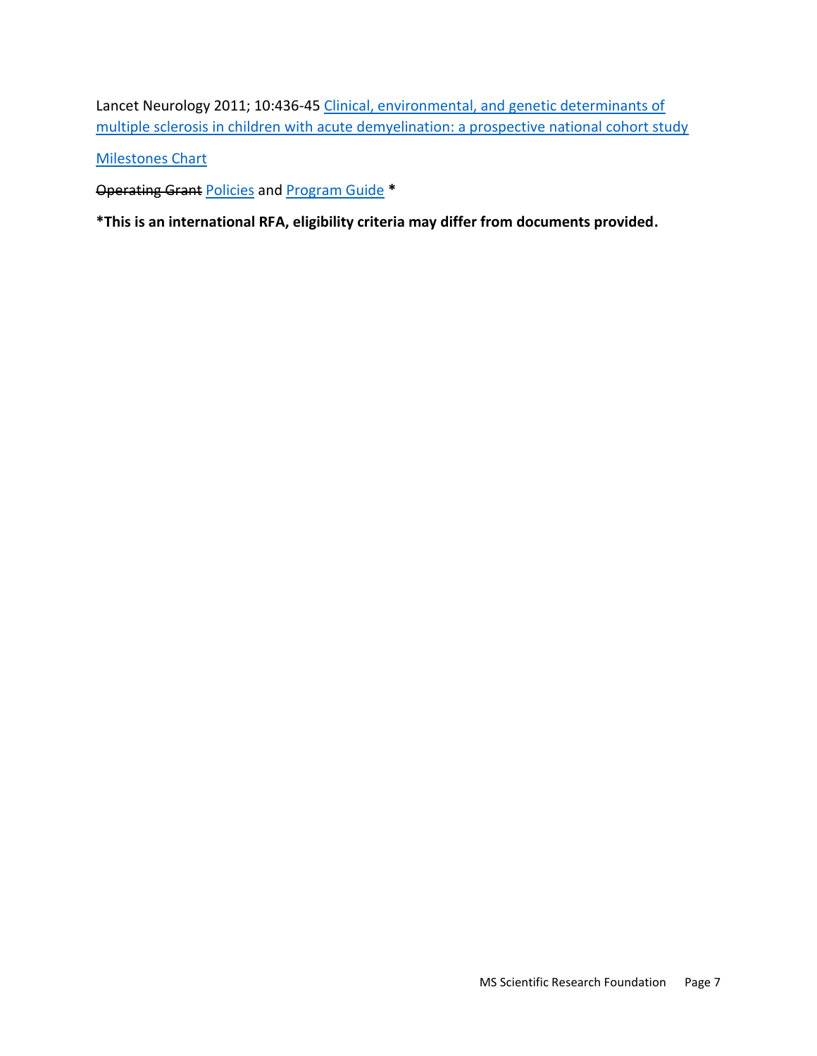Lancet Neurology 2011; 10:436-45 [Clinical, environmental, and genetic determinants of multiple sclerosis in children with acute demyelination: a prospective national cohort study]

[Milestones Chart]

~~Operating Grant~~ [Policies] and [Program Guide] *

**\*This is an international RFA, eligibility criteria may differ from documents provided.**